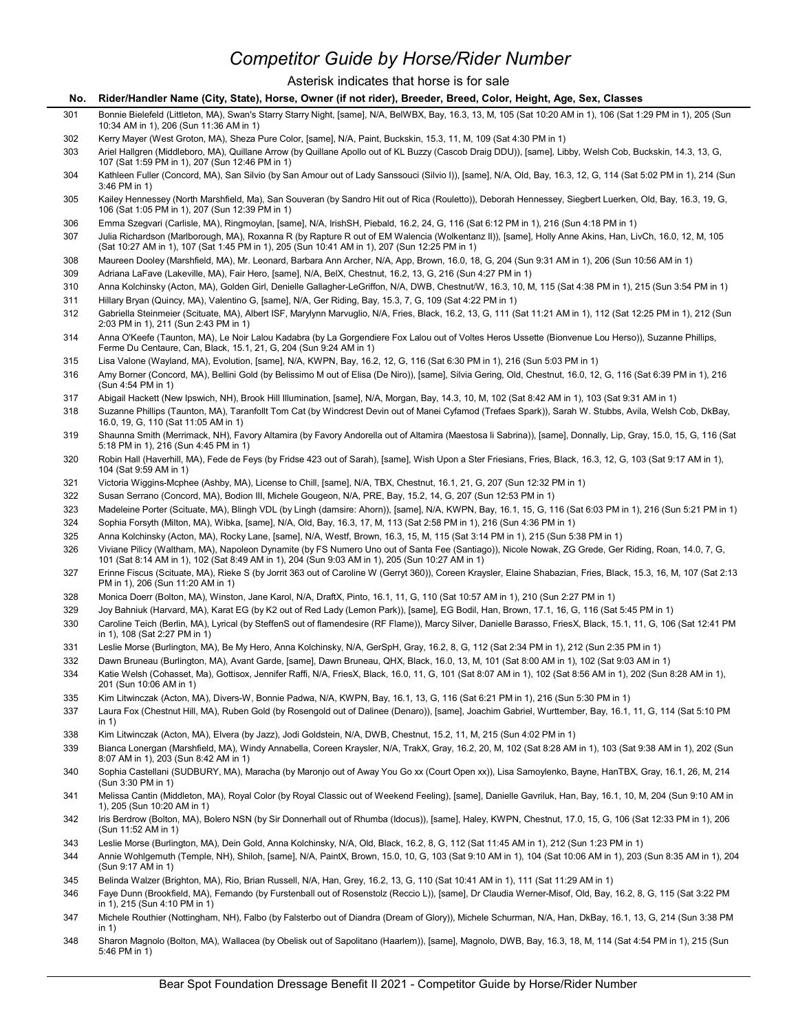# Competitor Guide by Horse/Rider Number

Asterisk indicates that horse is for sale

| No. | Rider/Handler Name (City, State), Horse, Owner (if not rider), Breeder, Breed, Color, Height, Age, Sex, Classes |
|---|---|
| 301 | Bonnie Bielefeld (Littleton, MA), Swan's Starry Starry Night, [same], N/A, BelWBX, Bay, 16.3, 13, M, 105 (Sat 10:20 AM in 1), 106 (Sat 1:29 PM in 1), 205 (Sun 10:34 AM in 1), 206 (Sun 11:36 AM in 1) |
| 302 | Kerry Mayer (West Groton, MA), Sheza Pure Color, [same], N/A, Paint, Buckskin, 15.3, 11, M, 109 (Sat 4:30 PM in 1) |
| 303 | Ariel Hallgren (Middleboro, MA), Quillane Arrow (by Quillane Apollo out of KL Buzzy (Cascob Draig DDU)), [same], Libby, Welsh Cob, Buckskin, 14.3, 13, G, 107 (Sat 1:59 PM in 1), 207 (Sun 12:46 PM in 1) |
| 304 | Kathleen Fuller (Concord, MA), San Silvio (by San Amour out of Lady Sanssouci (Silvio I)), [same], N/A, Old, Bay, 16.3, 12, G, 114 (Sat 5:02 PM in 1), 214 (Sun 3:46 PM in 1) |
| 305 | Kailey Hennessey (North Marshfield, Ma), San Souveran (by Sandro Hit out of Rica (Rouletto)), Deborah Hennessey, Siegbert Luerken, Old, Bay, 16.3, 19, G, 106 (Sat 1:05 PM in 1), 207 (Sun 12:39 PM in 1) |
| 306 | Emma Szegvari (Carlisle, MA), Ringmoylan, [same], N/A, IrishSH, Piebald, 16.2, 24, G, 116 (Sat 6:12 PM in 1), 216 (Sun 4:18 PM in 1) |
| 307 | Julia Richardson (Marlborough, MA), Roxanna R (by Rapture R out of EM Walencia (Wolkentanz II)), [same], Holly Anne Akins, Han, LivCh, 16.0, 12, M, 105 (Sat 10:27 AM in 1), 107 (Sat 1:45 PM in 1), 205 (Sun 10:41 AM in 1), 207 (Sun 12:25 PM in 1) |
| 308 | Maureen Dooley (Marshfield, MA), Mr. Leonard, Barbara Ann Archer, N/A, App, Brown, 16.0, 18, G, 204 (Sun 9:31 AM in 1), 206 (Sun 10:56 AM in 1) |
| 309 | Adriana LaFave (Lakeville, MA), Fair Hero, [same], N/A, BelX, Chestnut, 16.2, 13, G, 216 (Sun 4:27 PM in 1) |
| 310 | Anna Kolchinsky (Acton, MA), Golden Girl, Denielle Gallagher-LeGriffon, N/A, DWB, Chestnut/W, 16.3, 10, M, 115 (Sat 4:38 PM in 1), 215 (Sun 3:54 PM in 1) |
| 311 | Hillary Bryan (Quincy, MA), Valentino G, [same], N/A, Ger Riding, Bay, 15.3, 7, G, 109 (Sat 4:22 PM in 1) |
| 312 | Gabriella Steinmeier (Scituate, MA), Albert ISF, Marylynn Marvuglio, N/A, Fries, Black, 16.2, 13, G, 111 (Sat 11:21 AM in 1), 112 (Sat 12:25 PM in 1), 212 (Sun 2:03 PM in 1), 211 (Sun 2:43 PM in 1) |
| 314 | Anna O'Keefe (Taunton, MA), Le Noir Lalou Kadabra (by La Gorgendiere Fox Lalou out of Voltes Heros Ussette (Bionvenue Lou Herso)), Suzanne Phillips, Ferme Du Centaure, Can, Black, 15.1, 21, G, 204 (Sun 9:24 AM in 1) |
| 315 | Lisa Valone (Wayland, MA), Evolution, [same], N/A, KWPN, Bay, 16.2, 12, G, 116 (Sat 6:30 PM in 1), 216 (Sun 5:03 PM in 1) |
| 316 | Amy Borner (Concord, MA), Bellini Gold (by Belissimo M out of Elisa (De Niro)), [same], Silvia Gering, Old, Chestnut, 16.0, 12, G, 116 (Sat 6:39 PM in 1), 216 (Sun 4:54 PM in 1) |
| 317 | Abigail Hackett (New Ipswich, NH), Brook Hill Illumination, [same], N/A, Morgan, Bay, 14.3, 10, M, 102 (Sat 8:42 AM in 1), 103 (Sat 9:31 AM in 1) |
| 318 | Suzanne Phillips (Taunton, MA), Taranfollt Tom Cat (by Windcrest Devin out of Manei Cyfamod (Trefaes Spark)), Sarah W. Stubbs, Avila, Welsh Cob, DkBay, 16.0, 19, G, 110 (Sat 11:05 AM in 1) |
| 319 | Shaunna Smith (Merrimack, NH), Favory Altamira (by Favory Andorella out of Altamira (Maestosa li Sabrina)), [same], Donnally, Lip, Gray, 15.0, 15, G, 116 (Sat 5:18 PM in 1), 216 (Sun 4:45 PM in 1) |
| 320 | Robin Hall (Haverhill, MA), Fede de Feys (by Fridse 423 out of Sarah), [same], Wish Upon a Ster Friesians, Fries, Black, 16.3, 12, G, 103 (Sat 9:17 AM in 1), 104 (Sat 9:59 AM in 1) |
| 321 | Victoria Wiggins-Mcphee (Ashby, MA), License to Chill, [same], N/A, TBX, Chestnut, 16.1, 21, G, 207 (Sun 12:32 PM in 1) |
| 322 | Susan Serrano (Concord, MA), Bodion III, Michele Gougeon, N/A, PRE, Bay, 15.2, 14, G, 207 (Sun 12:53 PM in 1) |
| 323 | Madeleine Porter (Scituate, MA), Blingh VDL (by Lingh (damsire: Ahorn)), [same], N/A, KWPN, Bay, 16.1, 15, G, 116 (Sat 6:03 PM in 1), 216 (Sun 5:21 PM in 1) |
| 324 | Sophia Forsyth (Milton, MA), Wibka, [same], N/A, Old, Bay, 16.3, 17, M, 113 (Sat 2:58 PM in 1), 216 (Sun 4:36 PM in 1) |
| 325 | Anna Kolchinsky (Acton, MA), Rocky Lane, [same], N/A, Westf, Brown, 16.3, 15, M, 115 (Sat 3:14 PM in 1), 215 (Sun 5:38 PM in 1) |
| 326 | Viviane Pilicy (Waltham, MA), Napoleon Dynamite (by FS Numero Uno out of Santa Fee (Santiago)), Nicole Nowak, ZG Grede, Ger Riding, Roan, 14.0, 7, G, 101 (Sat 8:14 AM in 1), 102 (Sat 8:49 AM in 1), 204 (Sun 9:03 AM in 1), 205 (Sun 10:27 AM in 1) |
| 327 | Erinne Fiscus (Scituate, MA), Rieke S (by Jorrit 363 out of Caroline W (Gerryt 360)), Coreen Kraysler, Elaine Shabazian, Fries, Black, 15.3, 16, M, 107 (Sat 2:13 PM in 1), 206 (Sun 11:20 AM in 1) |
| 328 | Monica Doerr (Bolton, MA), Winston, Jane Karol, N/A, DraftX, Pinto, 16.1, 11, G, 110 (Sat 10:57 AM in 1), 210 (Sun 2:27 PM in 1) |
| 329 | Joy Bahniuk (Harvard, MA), Karat EG (by K2 out of Red Lady (Lemon Park)), [same], EG Bodil, Han, Brown, 17.1, 16, G, 116 (Sat 5:45 PM in 1) |
| 330 | Caroline Teich (Berlin, MA), Lyrical (by SteffenS out of flamendesire (RF Flame)), Marcy Silver, Danielle Barasso, FriesX, Black, 15.1, 11, G, 106 (Sat 12:41 PM in 1), 108 (Sat 2:27 PM in 1) |
| 331 | Leslie Morse (Burlington, MA), Be My Hero, Anna Kolchinsky, N/A, GerSpH, Gray, 16.2, 8, G, 112 (Sat 2:34 PM in 1), 212 (Sun 2:35 PM in 1) |
| 332 | Dawn Bruneau (Burlington, MA), Avant Garde, [same], Dawn Bruneau, QHX, Black, 16.0, 13, M, 101 (Sat 8:00 AM in 1), 102 (Sat 9:03 AM in 1) |
| 334 | Katie Welsh (Cohasset, Ma), Gottisox, Jennifer Raffi, N/A, FriesX, Black, 16.0, 11, G, 101 (Sat 8:07 AM in 1), 102 (Sat 8:56 AM in 1), 202 (Sun 8:28 AM in 1), 201 (Sun 10:06 AM in 1) |
| 335 | Kim Litwinczak (Acton, MA), Divers-W, Bonnie Padwa, N/A, KWPN, Bay, 16.1, 13, G, 116 (Sat 6:21 PM in 1), 216 (Sun 5:30 PM in 1) |
| 337 | Laura Fox (Chestnut Hill, MA), Ruben Gold (by Rosengold out of Dalinee (Denaro)), [same], Joachim Gabriel, Wurttember, Bay, 16.1, 11, G, 114 (Sat 5:10 PM in 1) |
| 338 | Kim Litwinczak (Acton, MA), Elvera (by Jazz), Jodi Goldstein, N/A, DWB, Chestnut, 15.2, 11, M, 215 (Sun 4:02 PM in 1) |
| 339 | Bianca Lonergan (Marshfield, MA), Windy Annabella, Coreen Kraysler, N/A, TrakX, Gray, 16.2, 20, M, 102 (Sat 8:28 AM in 1), 103 (Sat 9:38 AM in 1), 202 (Sun 8:07 AM in 1), 203 (Sun 8:42 AM in 1) |
| 340 | Sophia Castellani (SUDBURY, MA), Maracha (by Maronjo out of Away You Go xx (Court Open xx)), Lisa Samoylenko, Bayne, HanTBX, Gray, 16.1, 26, M, 214 (Sun 3:30 PM in 1) |
| 341 | Melissa Cantin (Middleton, MA), Royal Color (by Royal Classic out of Weekend Feeling), [same], Danielle Gavriluk, Han, Bay, 16.1, 10, M, 204 (Sun 9:10 AM in 1), 205 (Sun 10:20 AM in 1) |
| 342 | Iris Berdrow (Bolton, MA), Bolero NSN (by Sir Donnerhall out of Rhumba (Idocus)), [same], Haley, KWPN, Chestnut, 17.0, 15, G, 106 (Sat 12:33 PM in 1), 206 (Sun 11:52 AM in 1) |
| 343 | Leslie Morse (Burlington, MA), Dein Gold, Anna Kolchinsky, N/A, Old, Black, 16.2, 8, G, 112 (Sat 11:45 AM in 1), 212 (Sun 1:23 PM in 1) |
| 344 | Annie Wohlgemuth (Temple, NH), Shiloh, [same], N/A, PaintX, Brown, 15.0, 10, G, 103 (Sat 9:10 AM in 1), 104 (Sat 10:06 AM in 1), 203 (Sun 8:35 AM in 1), 204 (Sun 9:17 AM in 1) |
| 345 | Belinda Walzer (Brighton, MA), Rio, Brian Russell, N/A, Han, Grey, 16.2, 13, G, 110 (Sat 10:41 AM in 1), 111 (Sat 11:29 AM in 1) |
| 346 | Faye Dunn (Brookfield, MA), Fernando (by Furstenball out of Rosenstolz (Reccio L)), [same], Dr Claudia Werner-Misof, Old, Bay, 16.2, 8, G, 115 (Sat 3:22 PM in 1), 215 (Sun 4:10 PM in 1) |
| 347 | Michele Routhier (Nottingham, NH), Falbo (by Falsterbo out of Diandra (Dream of Glory)), Michele Schurman, N/A, Han, DkBay, 16.1, 13, G, 214 (Sun 3:38 PM in 1) |
| 348 | Sharon Magnolo (Bolton, MA), Wallacea (by Obelisk out of Sapolitano (Haarlem)), [same], Magnolo, DWB, Bay, 16.3, 18, M, 114 (Sat 4:54 PM in 1), 215 (Sun 5:46 PM in 1) |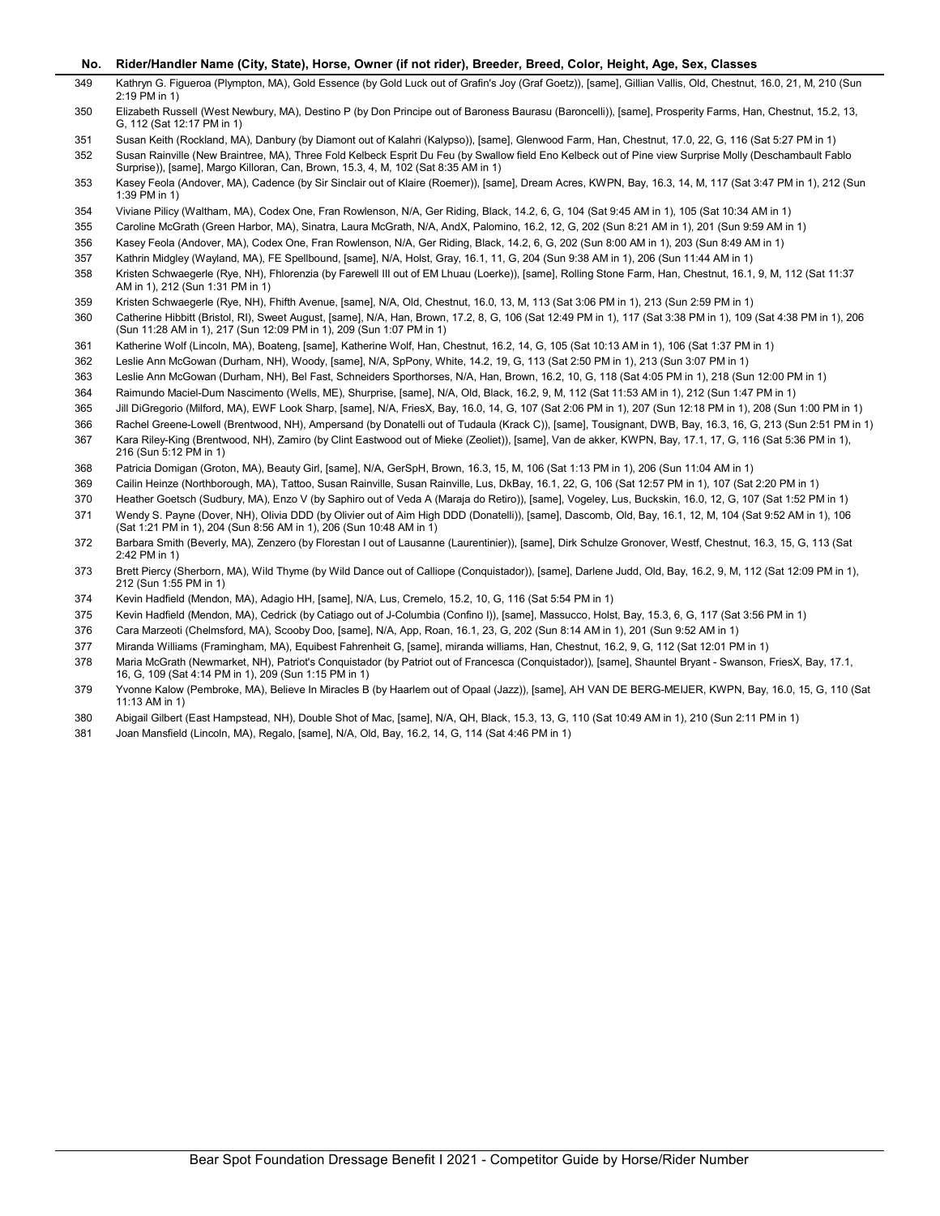| No. | Rider/Handler Name (City, State), Horse, Owner (if not rider), Breeder, Breed, Color, Height, Age, Sex, Classes |
|---|---|
| 349 | Kathryn G. Figueroa (Plympton, MA), Gold Essence (by Gold Luck out of Grafin's Joy (Graf Goetz)), [same], Gillian Vallis, Old, Chestnut, 16.0, 21, M, 210 (Sun 2:19 PM in 1) |
| 350 | Elizabeth Russell (West Newbury, MA), Destino P (by Don Principe out of Baroness Baurasu (Baroncelli)), [same], Prosperity Farms, Han, Chestnut, 15.2, 13, G, 112 (Sat 12:17 PM in 1) |
| 351 | Susan Keith (Rockland, MA), Danbury (by Diamont out of Kalahri (Kalypso)), [same], Glenwood Farm, Han, Chestnut, 17.0, 22, G, 116 (Sat 5:27 PM in 1) |
| 352 | Susan Rainville (New Braintree, MA), Three Fold Kelbeck Esprit Du Feu (by Swallow field Eno Kelbeck out of Pine view Surprise Molly (Deschambault Fablo Surprise)), [same], Margo Killoran, Can, Brown, 15.3, 4, M, 102 (Sat 8:35 AM in 1) |
| 353 | Kasey Feola (Andover, MA), Cadence (by Sir Sinclair out of Klaire (Roemer)), [same], Dream Acres, KWPN, Bay, 16.3, 14, M, 117 (Sat 3:47 PM in 1), 212 (Sun 1:39 PM in 1) |
| 354 | Viviane Pilicy (Waltham, MA), Codex One, Fran Rowlenson, N/A, Ger Riding, Black, 14.2, 6, G, 104 (Sat 9:45 AM in 1), 105 (Sat 10:34 AM in 1) |
| 355 | Caroline McGrath (Green Harbor, MA), Sinatra, Laura McGrath, N/A, AndX, Palomino, 16.2, 12, G, 202 (Sun 8:21 AM in 1), 201 (Sun 9:59 AM in 1) |
| 356 | Kasey Feola (Andover, MA), Codex One, Fran Rowlenson, N/A, Ger Riding, Black, 14.2, 6, G, 202 (Sun 8:00 AM in 1), 203 (Sun 8:49 AM in 1) |
| 357 | Kathrin Midgley (Wayland, MA), FE Spellbound, [same], N/A, Holst, Gray, 16.1, 11, G, 204 (Sun 9:38 AM in 1), 206 (Sun 11:44 AM in 1) |
| 358 | Kristen Schwaegerle (Rye, NH), Fhlorenzia (by Farewell III out of EM Lhuau (Loerke)), [same], Rolling Stone Farm, Han, Chestnut, 16.1, 9, M, 112 (Sat 11:37 AM in 1), 212 (Sun 1:31 PM in 1) |
| 359 | Kristen Schwaegerle (Rye, NH), Fhifth Avenue, [same], N/A, Old, Chestnut, 16.0, 13, M, 113 (Sat 3:06 PM in 1), 213 (Sun 2:59 PM in 1) |
| 360 | Catherine Hibbitt (Bristol, RI), Sweet August, [same], N/A, Han, Brown, 17.2, 8, G, 106 (Sat 12:49 PM in 1), 117 (Sat 3:38 PM in 1), 109 (Sat 4:38 PM in 1), 206 (Sun 11:28 AM in 1), 217 (Sun 12:09 PM in 1), 209 (Sun 1:07 PM in 1) |
| 361 | Katherine Wolf (Lincoln, MA), Boateng, [same], Katherine Wolf, Han, Chestnut, 16.2, 14, G, 105 (Sat 10:13 AM in 1), 106 (Sat 1:37 PM in 1) |
| 362 | Leslie Ann McGowan (Durham, NH), Woody, [same], N/A, SpPony, White, 14.2, 19, G, 113 (Sat 2:50 PM in 1), 213 (Sun 3:07 PM in 1) |
| 363 | Leslie Ann McGowan (Durham, NH), Bel Fast, Schneiders Sporthorses, N/A, Han, Brown, 16.2, 10, G, 118 (Sat 4:05 PM in 1), 218 (Sun 12:00 PM in 1) |
| 364 | Raimundo Maciel-Dum Nascimento (Wells, ME), Shurprise, [same], N/A, Old, Black, 16.2, 9, M, 112 (Sat 11:53 AM in 1), 212 (Sun 1:47 PM in 1) |
| 365 | Jill DiGregorio (Milford, MA), EWF Look Sharp, [same], N/A, FriesX, Bay, 16.0, 14, G, 107 (Sat 2:06 PM in 1), 207 (Sun 12:18 PM in 1), 208 (Sun 1:00 PM in 1) |
| 366 | Rachel Greene-Lowell (Brentwood, NH), Ampersand (by Donatelli out of Tudaula (Krack C)), [same], Tousignant, DWB, Bay, 16.3, 16, G, 213 (Sun 2:51 PM in 1) |
| 367 | Kara Riley-King (Brentwood, NH), Zamiro (by Clint Eastwood out of Mieke (Zeoliet)), [same], Van de akker, KWPN, Bay, 17.1, 17, G, 116 (Sat 5:36 PM in 1), 216 (Sun 5:12 PM in 1) |
| 368 | Patricia Domigan (Groton, MA), Beauty Girl, [same], N/A, GerSpH, Brown, 16.3, 15, M, 106 (Sat 1:13 PM in 1), 206 (Sun 11:04 AM in 1) |
| 369 | Cailin Heinze (Northborough, MA), Tattoo, Susan Rainville, Susan Rainville, Lus, DkBay, 16.1, 22, G, 106 (Sat 12:57 PM in 1), 107 (Sat 2:20 PM in 1) |
| 370 | Heather Goetsch (Sudbury, MA), Enzo V (by Saphiro out of Veda A (Maraja do Retiro)), [same], Vogeley, Lus, Buckskin, 16.0, 12, G, 107 (Sat 1:52 PM in 1) |
| 371 | Wendy S. Payne (Dover, NH), Olivia DDD (by Olivier out of Aim High DDD (Donatelli)), [same], Dascomb, Old, Bay, 16.1, 12, M, 104 (Sat 9:52 AM in 1), 106 (Sat 1:21 PM in 1), 204 (Sun 8:56 AM in 1), 206 (Sun 10:48 AM in 1) |
| 372 | Barbara Smith (Beverly, MA), Zenzero (by Florestan I out of Lausanne (Laurentinier)), [same], Dirk Schulze Gronover, Westf, Chestnut, 16.3, 15, G, 113 (Sat 2:42 PM in 1) |
| 373 | Brett Piercy (Sherborn, MA), Wild Thyme (by Wild Dance out of Calliope (Conquistador)), [same], Darlene Judd, Old, Bay, 16.2, 9, M, 112 (Sat 12:09 PM in 1), 212 (Sun 1:55 PM in 1) |
| 374 | Kevin Hadfield (Mendon, MA), Adagio HH, [same], N/A, Lus, Cremelo, 15.2, 10, G, 116 (Sat 5:54 PM in 1) |
| 375 | Kevin Hadfield (Mendon, MA), Cedrick (by Catiago out of J-Columbia (Confino I)), [same], Massucco, Holst, Bay, 15.3, 6, G, 117 (Sat 3:56 PM in 1) |
| 376 | Cara Marzeoti (Chelmsford, MA), Scooby Doo, [same], N/A, App, Roan, 16.1, 23, G, 202 (Sun 8:14 AM in 1), 201 (Sun 9:52 AM in 1) |
| 377 | Miranda Williams (Framingham, MA), Equibest Fahrenheit G, [same], miranda williams, Han, Chestnut, 16.2, 9, G, 112 (Sat 12:01 PM in 1) |
| 378 | Maria McGrath (Newmarket, NH), Patriot's Conquistador (by Patriot out of Francesca (Conquistador)), [same], Shauntel Bryant - Swanson, FriesX, Bay, 17.1, 16, G, 109 (Sat 4:14 PM in 1), 209 (Sun 1:15 PM in 1) |
| 379 | Yvonne Kalow (Pembroke, MA), Believe In Miracles B (by Haarlem out of Opaal (Jazz)), [same], AH VAN DE BERG-MEIJER, KWPN, Bay, 16.0, 15, G, 110 (Sat 11:13 AM in 1) |
| 380 | Abigail Gilbert (East Hampstead, NH), Double Shot of Mac, [same], N/A, QH, Black, 15.3, 13, G, 110 (Sat 10:49 AM in 1), 210 (Sun 2:11 PM in 1) |
| 381 | Joan Mansfield (Lincoln, MA), Regalo, [same], N/A, Old, Bay, 16.2, 14, G, 114 (Sat 4:46 PM in 1) |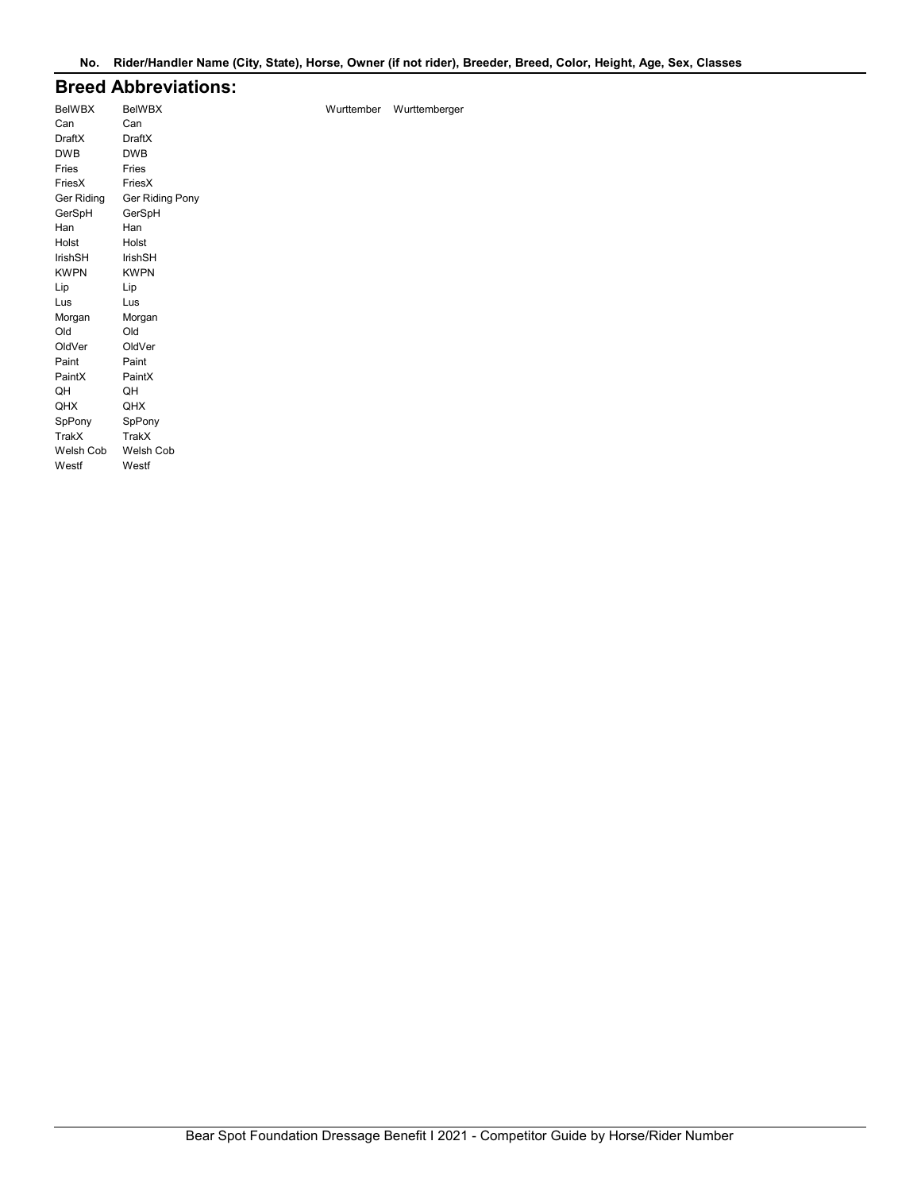**No. Rider/Handler Name (City, State), Horse, Owner (if not rider), Breeder, Breed, Color, Height, Age, Sex, Classes**

## Breed Abbreviations:

| | | | |
|---|---|---|---|
| BelWBX | BelWBX | Wurttember | Wurttemberger |
| Can | Can | | |
| DraftX | DraftX | | |
| DWB | DWB | | |
| Fries | Fries | | |
| FriesX | FriesX | | |
| Ger Riding | Ger Riding Pony | | |
| GerSpH | GerSpH | | |
| Han | Han | | |
| Holst | Holst | | |
| IrishSH | IrishSH | | |
| KWPN | KWPN | | |
| Lip | Lip | | |
| Lus | Lus | | |
| Morgan | Morgan | | |
| Old | Old | | |
| OldVer | OldVer | | |
| Paint | Paint | | |
| PaintX | PaintX | | |
| QH | QH | | |
| QHX | QHX | | |
| SpPony | SpPony | | |
| TrakX | TrakX | | |
| Welsh Cob | Welsh Cob | | |
| Westf | Westf | | |